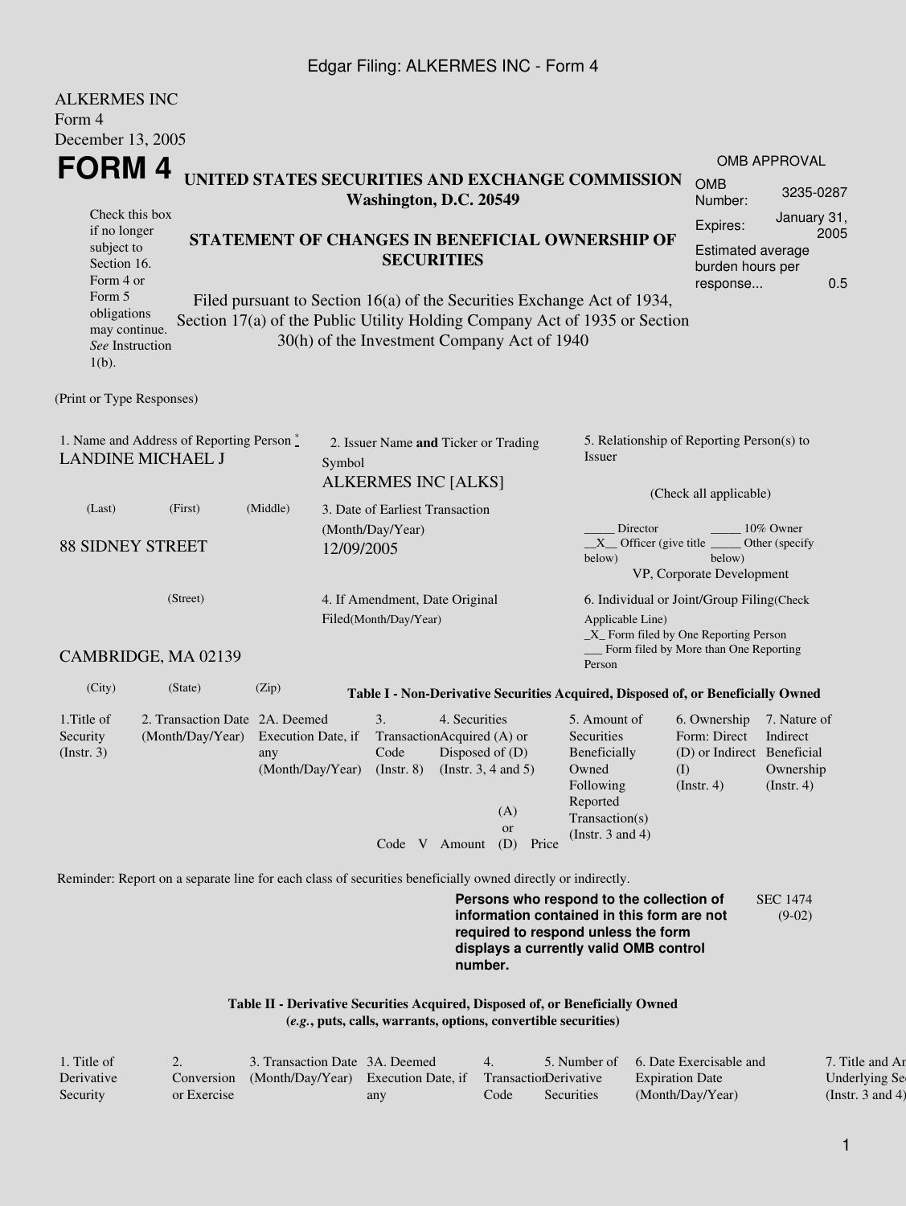ALKERMES INC
Form 4
December 13, 2005

# FORM 4

**UNITED STATES SECURITIES AND EXCHANGE COMMISSION**
**Washington, D.C. 20549**

Check this box if no longer subject to Section 16. Form 4 or Form 5 obligations may continue. *See* Instruction 1(b).

## STATEMENT OF CHANGES IN BENEFICIAL OWNERSHIP OF SECURITIES

Filed pursuant to Section 16(a) of the Securities Exchange Act of 1934, Section 17(a) of the Public Utility Holding Company Act of 1935 or Section 30(h) of the Investment Company Act of 1940

OMB APPROVAL

| | |
|---|---|
| OMB Number: | 3235-0287 |
| Expires: | January 31, 2005 |
| Estimated average burden hours per response... | 0.5 |

(Print or Type Responses)

1. Name and Address of Reporting Person *
LANDINE MICHAEL J

(Last) (First) (Middle)

88 SIDNEY STREET

(Street)

CAMBRIDGE, MA 02139

(City) (State) (Zip)

2. Issuer Name **and** Ticker or Trading Symbol
ALKERMES INC [ALKS]

3. Date of Earliest Transaction (Month/Day/Year)
12/09/2005

4. If Amendment, Date Original Filed(Month/Day/Year)

5. Relationship of Reporting Person(s) to Issuer

(Check all applicable)

_____ Director _____ 10% Owner
__X__ Officer (give title below) _____ Other (specify below)
VP, Corporate Development

6. Individual or Joint/Group Filing(Check Applicable Line)
_X_ Form filed by One Reporting Person
___ Form filed by More than One Reporting Person

**Table I - Non-Derivative Securities Acquired, Disposed of, or Beneficially Owned**

| 1.Title of Security (Instr. 3) | 2. Transaction Date (Month/Day/Year) | 2A. Deemed Execution Date, if any (Month/Day/Year) | 3. Transaction Code (Instr. 8) | | 4. Securities Acquired (A) or Disposed of (D) (Instr. 3, 4 and 5) | | | 5. Amount of Securities Beneficially Owned Following Reported Transaction(s) (Instr. 3 and 4) | 6. Ownership Form: Direct (D) or Indirect (I) (Instr. 4) | 7. Nature of Indirect Beneficial Ownership (Instr. 4) |
|---|---|---|---|---|---|---|---|---|---|---|
| | | | Code | V | Amount | (A) or (D) | Price | | | |

Reminder: Report on a separate line for each class of securities beneficially owned directly or indirectly.

**Persons who respond to the collection of information contained in this form are not required to respond unless the form displays a currently valid OMB control number.**

SEC 1474 (9-02)

**Table II - Derivative Securities Acquired, Disposed of, or Beneficially Owned**
**(*e.g.*, puts, calls, warrants, options, convertible securities)**

| 1. Title of Derivative Security | 2. Conversion or Exercise | 3. Transaction Date (Month/Day/Year) | 3A. Deemed Execution Date, if any | 4. Transaction Code | 5. Number of Derivative Securities | 6. Date Exercisable and Expiration Date (Month/Day/Year) | 7. Title and Amount of Underlying Securities (Instr. 3 and 4) |
|---|---|---|---|---|---|---|---|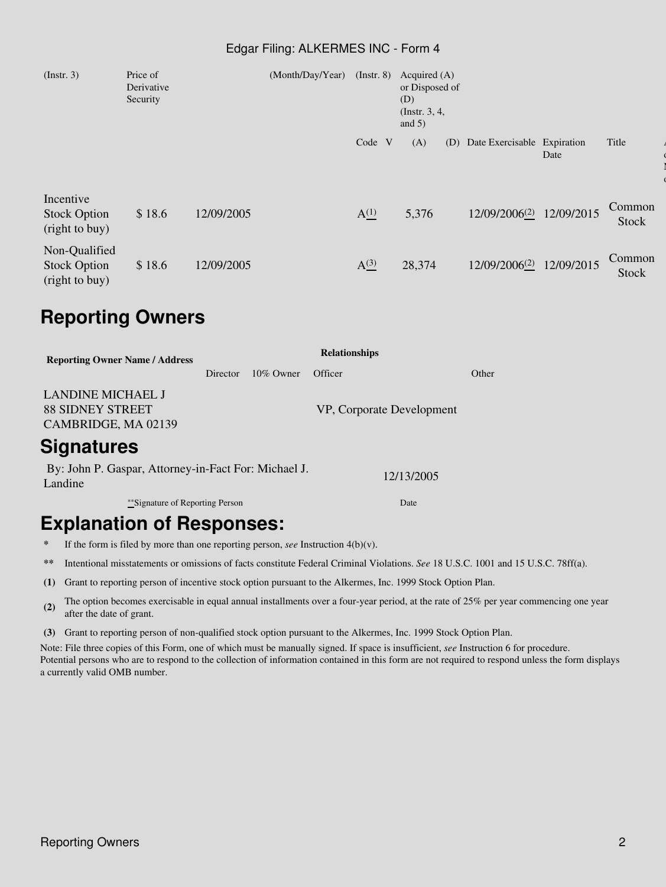| (Instr. 3) | Price of Derivative Security | | (Month/Day/Year) | (Instr. 8) | | Acquired (A) or Disposed of (D) (Instr. 3, 4, and 5) | | | | |
|---|---|---|---|---|---|---|---|---|---|---|
| | | | | Code | V | (A) | (D) | Date Exercisable | Expiration Date | Title |
| Incentive Stock Option (right to buy) | $ 18.6 | 12/09/2005 | | A (1) | | 5,376 | | 12/09/2006 (2) | 12/09/2015 | Common Stock |
| Non-Qualified Stock Option (right to buy) | $ 18.6 | 12/09/2005 | | A (3) | | 28,374 | | 12/09/2006 (2) | 12/09/2015 | Common Stock |

# Reporting Owners

| Reporting Owner Name / Address | Relationships | | | |
|---|---|---|---|---|
| | Director | 10% Owner | Officer | Other |
| LANDINE MICHAEL J<br>88 SIDNEY STREET<br>CAMBRIDGE, MA 02139 | | | VP, Corporate Development | |

# Signatures

| | |
|---|---|
| By: John P. Gaspar, Attorney-in-Fact For: Michael J. Landine | 12/13/2005 |
| **Signature of Reporting Person | Date |

# Explanation of Responses:

\* If the form is filed by more than one reporting person, *see* Instruction 4(b)(v).

** Intentional misstatements or omissions of facts constitute Federal Criminal Violations. *See* 18 U.S.C. 1001 and 15 U.S.C. 78ff(a).

**(1)** Grant to reporting person of incentive stock option pursuant to the Alkermes, Inc. 1999 Stock Option Plan.

**(2)** The option becomes exercisable in equal annual installments over a four-year period, at the rate of 25% per year commencing one year after the date of grant.

**(3)** Grant to reporting person of non-qualified stock option pursuant to the Alkermes, Inc. 1999 Stock Option Plan.

Note: File three copies of this Form, one of which must be manually signed. If space is insufficient, *see* Instruction 6 for procedure.
Potential persons who are to respond to the collection of information contained in this form are not required to respond unless the form displays a currently valid OMB number.